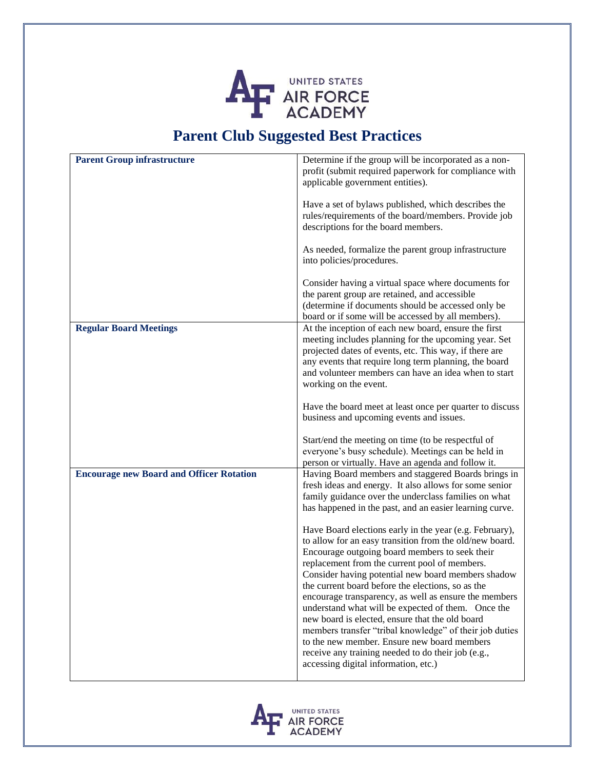UNITED STATES AIR FORCE ACADEMY

# Parent Club Suggested Best Practices

| | |
|---|---|
| **Parent Group infrastructure** | Determine if the group will be incorporated as a non-profit (submit required paperwork for compliance with applicable government entities).<br><br>Have a set of bylaws published, which describes the rules/requirements of the board/members. Provide job descriptions for the board members.<br><br>As needed, formalize the parent group infrastructure into policies/procedures.<br><br>Consider having a virtual space where documents for the parent group are retained, and accessible (determine if documents should be accessed only be board or if some will be accessed by all members). |
| **Regular Board Meetings** | At the inception of each new board, ensure the first meeting includes planning for the upcoming year. Set projected dates of events, etc. This way, if there are any events that require long term planning, the board and volunteer members can have an idea when to start working on the event.<br><br>Have the board meet at least once per quarter to discuss business and upcoming events and issues.<br><br>Start/end the meeting on time (to be respectful of everyone's busy schedule). Meetings can be held in person or virtually. Have an agenda and follow it. |
| **Encourage new Board and Officer Rotation** | Having Board members and staggered Boards brings in fresh ideas and energy. It also allows for some senior family guidance over the underclass families on what has happened in the past, and an easier learning curve.<br><br>Have Board elections early in the year (e.g. February), to allow for an easy transition from the old/new board. Encourage outgoing board members to seek their replacement from the current pool of members. Consider having potential new board members shadow the current board before the elections, so as the encourage transparency, as well as ensure the members understand what will be expected of them. Once the new board is elected, ensure that the old board members transfer "tribal knowledge" of their job duties to the new member. Ensure new board members receive any training needed to do their job (e.g., accessing digital information, etc.) |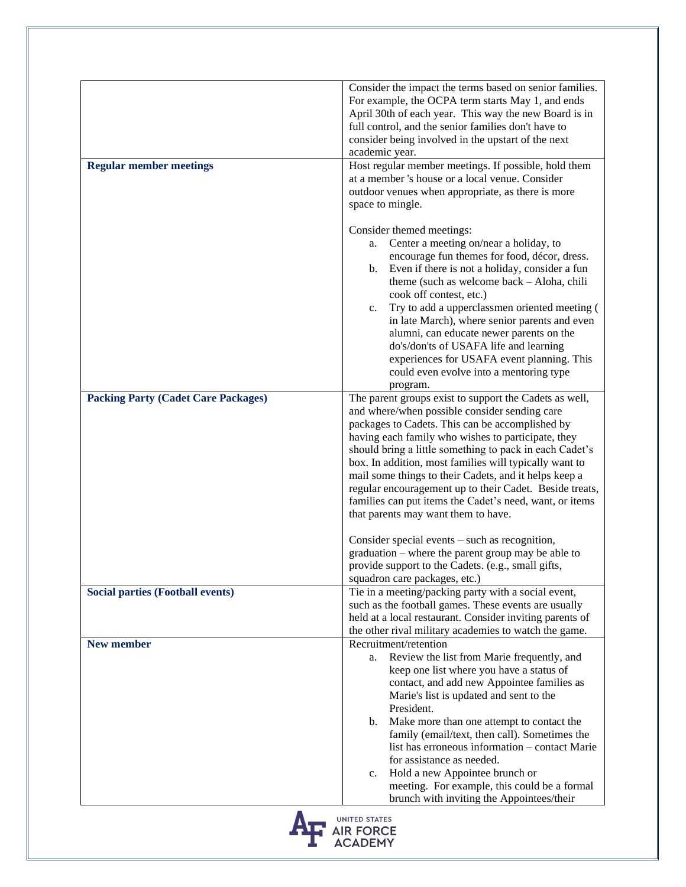| | |
|---|---|
| | Consider the impact the terms based on senior families. For example, the OCPA term starts May 1, and ends April 30th of each year. This way the new Board is in full control, and the senior families don't have to consider being involved in the upstart of the next academic year. |
| **Regular member meetings** | Host regular member meetings. If possible, hold them at a member 's house or a local venue. Consider outdoor venues when appropriate, as there is more space to mingle.<br><br>Consider themed meetings:<br>a. Center a meeting on/near a holiday, to encourage fun themes for food, décor, dress.<br>b. Even if there is not a holiday, consider a fun theme (such as welcome back – Aloha, chili cook off contest, etc.)<br>c. Try to add a upperclassmen oriented meeting ( in late March), where senior parents and even alumni, can educate newer parents on the do's/don'ts of USAFA life and learning experiences for USAFA event planning. This could even evolve into a mentoring type program. |
| **Packing Party (Cadet Care Packages)** | The parent groups exist to support the Cadets as well, and where/when possible consider sending care packages to Cadets. This can be accomplished by having each family who wishes to participate, they should bring a little something to pack in each Cadet's box. In addition, most families will typically want to mail some things to their Cadets, and it helps keep a regular encouragement up to their Cadet. Beside treats, families can put items the Cadet's need, want, or items that parents may want them to have.<br><br>Consider special events – such as recognition, graduation – where the parent group may be able to provide support to the Cadets. (e.g., small gifts, squadron care packages, etc.) |
| **Social parties (Football events)** | Tie in a meeting/packing party with a social event, such as the football games. These events are usually held at a local restaurant. Consider inviting parents of the other rival military academies to watch the game. |
| **New member** | Recruitment/retention<br>a. Review the list from Marie frequently, and keep one list where you have a status of contact, and add new Appointee families as Marie's list is updated and sent to the President.<br>b. Make more than one attempt to contact the family (email/text, then call). Sometimes the list has erroneous information – contact Marie for assistance as needed.<br>c. Hold a new Appointee brunch or meeting. For example, this could be a formal brunch with inviting the Appointees/their |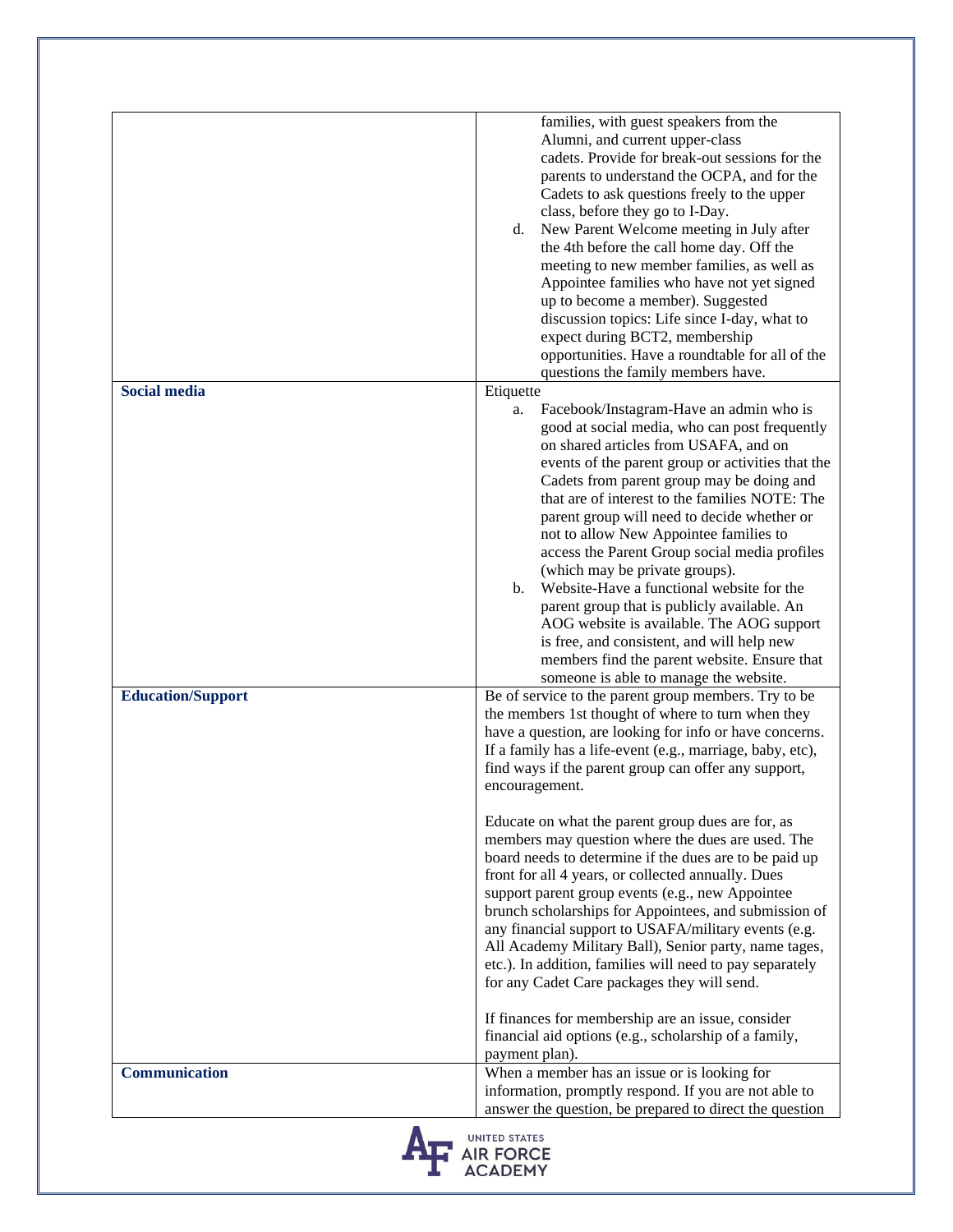| | |
|---|---|
| | families, with guest speakers from the Alumni, and current upper-class cadets. Provide for break-out sessions for the parents to understand the OCPA, and for the Cadets to ask questions freely to the upper class, before they go to I-Day.<br>d. New Parent Welcome meeting in July after the 4th before the call home day. Off the meeting to new member families, as well as Appointee families who have not yet signed up to become a member). Suggested discussion topics: Life since I-day, what to expect during BCT2, membership opportunities. Have a roundtable for all of the questions the family members have. |
| **Social media** | Etiquette<br>a. Facebook/Instagram-Have an admin who is good at social media, who can post frequently on shared articles from USAFA, and on events of the parent group or activities that the Cadets from parent group may be doing and that are of interest to the families NOTE: The parent group will need to decide whether or not to allow New Appointee families to access the Parent Group social media profiles (which may be private groups).<br>b. Website-Have a functional website for the parent group that is publicly available. An AOG website is available. The AOG support is free, and consistent, and will help new members find the parent website. Ensure that someone is able to manage the website. |
| **Education/Support** | Be of service to the parent group members. Try to be the members 1st thought of where to turn when they have a question, are looking for info or have concerns. If a family has a life-event (e.g., marriage, baby, etc), find ways if the parent group can offer any support, encouragement.<br><br>Educate on what the parent group dues are for, as members may question where the dues are used. The board needs to determine if the dues are to be paid up front for all 4 years, or collected annually. Dues support parent group events (e.g., new Appointee brunch scholarships for Appointees, and submission of any financial support to USAFA/military events (e.g. All Academy Military Ball), Senior party, name tages, etc.). In addition, families will need to pay separately for any Cadet Care packages they will send.<br><br>If finances for membership are an issue, consider financial aid options (e.g., scholarship of a family, payment plan). |
| **Communication** | When a member has an issue or is looking for information, promptly respond. If you are not able to answer the question, be prepared to direct the question |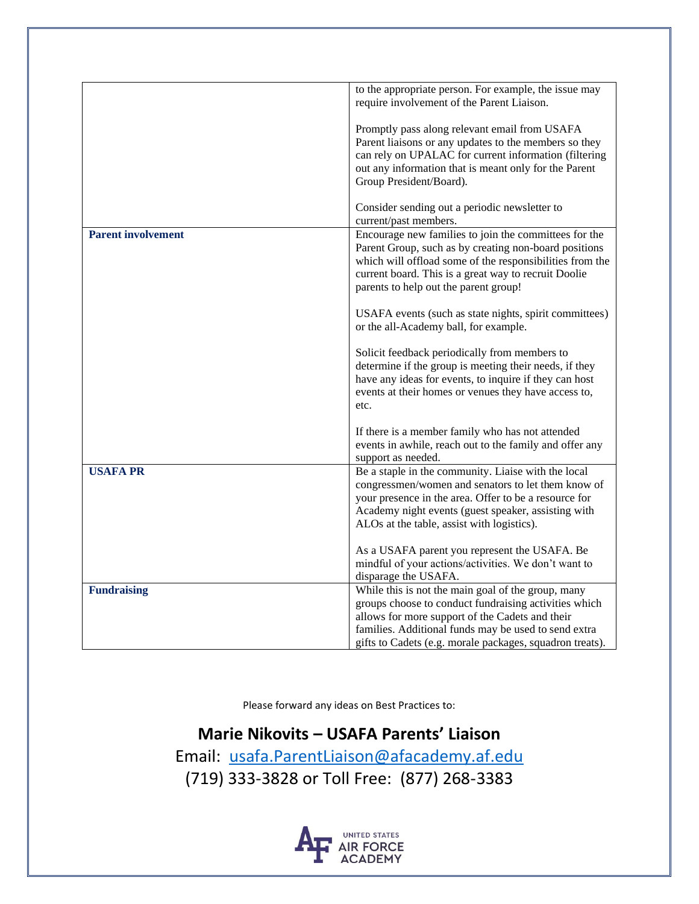| | |
|---|---|
| | to the appropriate person. For example, the issue may require involvement of the Parent Liaison.<br><br>Promptly pass along relevant email from USAFA Parent liaisons or any updates to the members so they can rely on UPALAC for current information (filtering out any information that is meant only for the Parent Group President/Board).<br><br>Consider sending out a periodic newsletter to current/past members. |
| **Parent involvement** | Encourage new families to join the committees for the Parent Group, such as by creating non-board positions which will offload some of the responsibilities from the current board. This is a great way to recruit Doolie parents to help out the parent group!<br><br>USAFA events (such as state nights, spirit committees) or the all-Academy ball, for example.<br><br>Solicit feedback periodically from members to determine if the group is meeting their needs, if they have any ideas for events, to inquire if they can host events at their homes or venues they have access to, etc.<br><br>If there is a member family who has not attended events in awhile, reach out to the family and offer any support as needed. |
| **USAFA PR** | Be a staple in the community. Liaise with the local congressmen/women and senators to let them know of your presence in the area. Offer to be a resource for Academy night events (guest speaker, assisting with ALOs at the table, assist with logistics).<br><br>As a USAFA parent you represent the USAFA. Be mindful of your actions/activities. We don't want to disparage the USAFA. |
| **Fundraising** | While this is not the main goal of the group, many groups choose to conduct fundraising activities which allows for more support of the Cadets and their families. Additional funds may be used to send extra gifts to Cadets (e.g. morale packages, squadron treats). |

Please forward any ideas on Best Practices to:

**Marie Nikovits – USAFA Parents' Liaison**

Email: [usafa.ParentLiaison@afacademy.af.edu](mailto:usafa.ParentLiaison@afacademy.af.edu)

(719) 333-3828 or Toll Free: (877) 268-3383

UNITED STATES AIR FORCE ACADEMY